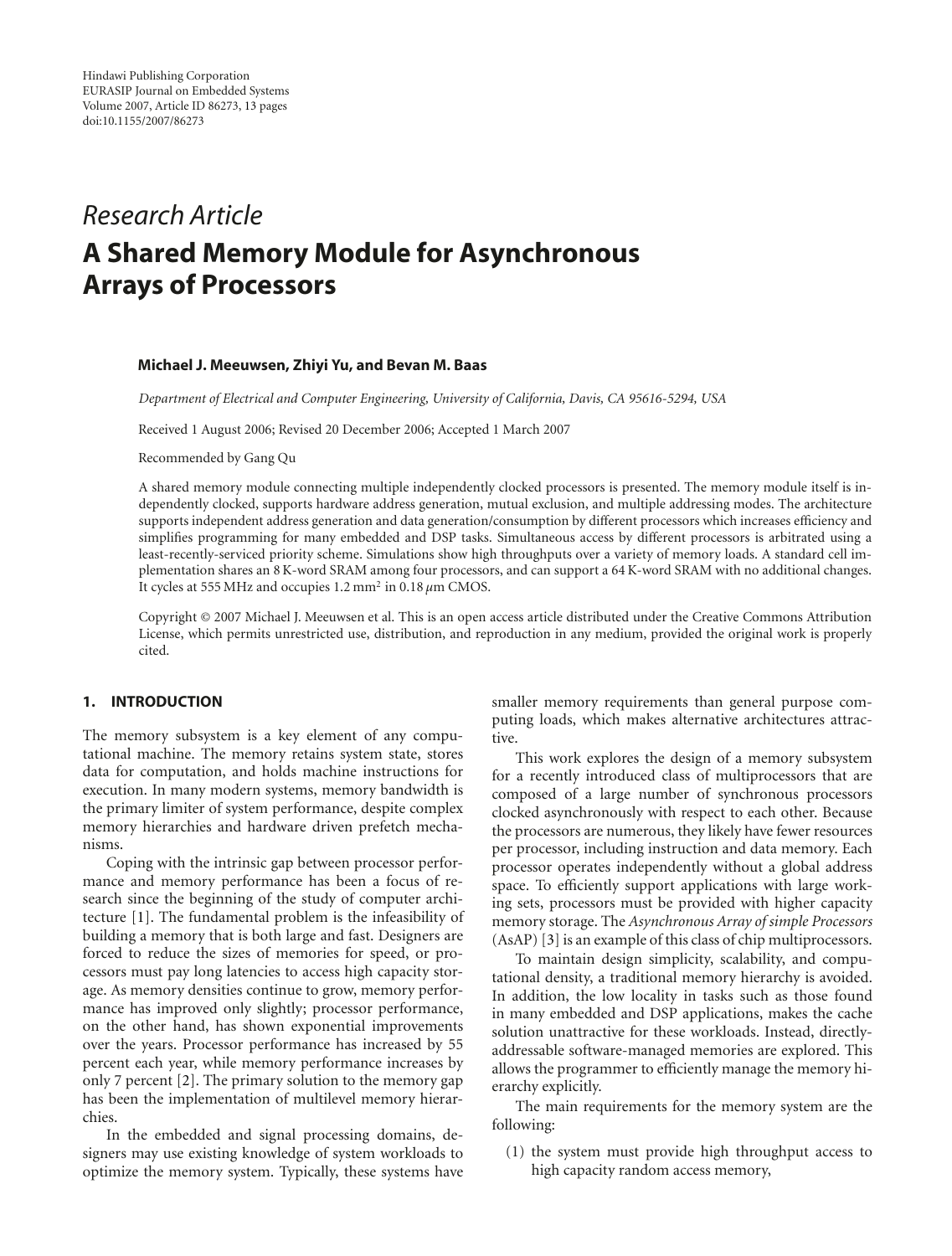Hindawi Publishing Corporation
EURASIP Journal on Embedded Systems
Volume 2007, Article ID 86273, 13 pages
doi:10.1155/2007/86273

*Research Article*

# A Shared Memory Module for Asynchronous Arrays of Processors

**Michael J. Meeuwsen, Zhiyi Yu, and Bevan M. Baas**

*Department of Electrical and Computer Engineering, University of California, Davis, CA 95616-5294, USA*

Received 1 August 2006; Revised 20 December 2006; Accepted 1 March 2007

Recommended by Gang Qu

A shared memory module connecting multiple independently clocked processors is presented. The memory module itself is independently clocked, supports hardware address generation, mutual exclusion, and multiple addressing modes. The architecture supports independent address generation and data generation/consumption by different processors which increases efficiency and simplifies programming for many embedded and DSP tasks. Simultaneous access by different processors is arbitrated using a least-recently-serviced priority scheme. Simulations show high throughputs over a variety of memory loads. A standard cell implementation shares an 8 K-word SRAM among four processors, and can support a 64 K-word SRAM with no additional changes. It cycles at 555 MHz and occupies 1.2 mm$^2$ in 0.18 $\mu$m CMOS.

Copyright © 2007 Michael J. Meeuwsen et al. This is an open access article distributed under the Creative Commons Attribution License, which permits unrestricted use, distribution, and reproduction in any medium, provided the original work is properly cited.

## 1. INTRODUCTION

The memory subsystem is a key element of any computational machine. The memory retains system state, stores data for computation, and holds machine instructions for execution. In many modern systems, memory bandwidth is the primary limiter of system performance, despite complex memory hierarchies and hardware driven prefetch mechanisms.

Coping with the intrinsic gap between processor performance and memory performance has been a focus of research since the beginning of the study of computer architecture [1]. The fundamental problem is the infeasibility of building a memory that is both large and fast. Designers are forced to reduce the sizes of memories for speed, or processors must pay long latencies to access high capacity storage. As memory densities continue to grow, memory performance has improved only slightly; processor performance, on the other hand, has shown exponential improvements over the years. Processor performance has increased by 55 percent each year, while memory performance increases by only 7 percent [2]. The primary solution to the memory gap has been the implementation of multilevel memory hierarchies.

In the embedded and signal processing domains, designers may use existing knowledge of system workloads to optimize the memory system. Typically, these systems have smaller memory requirements than general purpose computing loads, which makes alternative architectures attractive.

This work explores the design of a memory subsystem for a recently introduced class of multiprocessors that are composed of a large number of synchronous processors clocked asynchronously with respect to each other. Because the processors are numerous, they likely have fewer resources per processor, including instruction and data memory. Each processor operates independently without a global address space. To efficiently support applications with large working sets, processors must be provided with higher capacity memory storage. The *Asynchronous Array of simple Processors* (AsAP) [3] is an example of this class of chip multiprocessors.

To maintain design simplicity, scalability, and computational density, a traditional memory hierarchy is avoided. In addition, the low locality in tasks such as those found in many embedded and DSP applications, makes the cache solution unattractive for these workloads. Instead, directly-addressable software-managed memories are explored. This allows the programmer to efficiently manage the memory hierarchy explicitly.

The main requirements for the memory system are the following:

(1) the system must provide high throughput access to high capacity random access memory,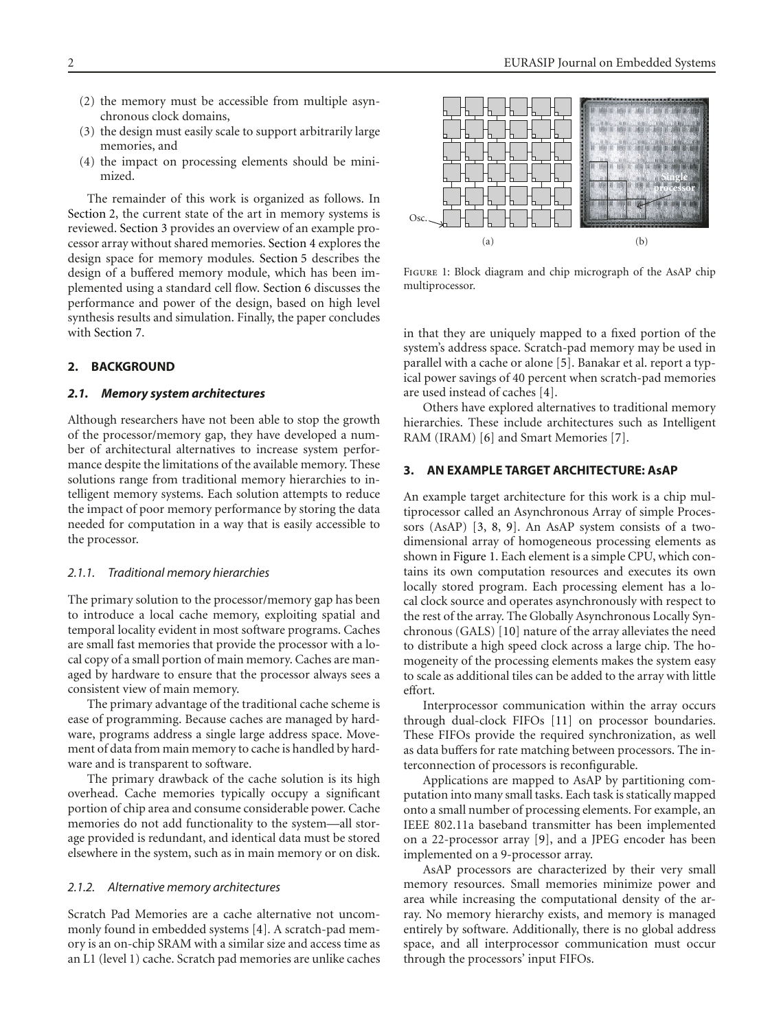(2) the memory must be accessible from multiple asynchronous clock domains,
(3) the design must easily scale to support arbitrarily large memories, and
(4) the impact on processing elements should be minimized.

The remainder of this work is organized as follows. In Section 2, the current state of the art in memory systems is reviewed. Section 3 provides an overview of an example processor array without shared memories. Section 4 explores the design space for memory modules. Section 5 describes the design of a buffered memory module, which has been implemented using a standard cell flow. Section 6 discusses the performance and power of the design, based on high level synthesis results and simulation. Finally, the paper concludes with Section 7.

## 2. BACKGROUND

### 2.1. Memory system architectures

Although researchers have not been able to stop the growth of the processor/memory gap, they have developed a number of architectural alternatives to increase system performance despite the limitations of the available memory. These solutions range from traditional memory hierarchies to intelligent memory systems. Each solution attempts to reduce the impact of poor memory performance by storing the data needed for computation in a way that is easily accessible to the processor.

#### 2.1.1. Traditional memory hierarchies

The primary solution to the processor/memory gap has been to introduce a local cache memory, exploiting spatial and temporal locality evident in most software programs. Caches are small fast memories that provide the processor with a local copy of a small portion of main memory. Caches are managed by hardware to ensure that the processor always sees a consistent view of main memory.

The primary advantage of the traditional cache scheme is ease of programming. Because caches are managed by hardware, programs address a single large address space. Movement of data from main memory to cache is handled by hardware and is transparent to software.

The primary drawback of the cache solution is its high overhead. Cache memories typically occupy a significant portion of chip area and consume considerable power. Cache memories do not add functionality to the system—all storage provided is redundant, and identical data must be stored elsewhere in the system, such as in main memory or on disk.

#### 2.1.2. Alternative memory architectures

Scratch Pad Memories are a cache alternative not uncommonly found in embedded systems [4]. A scratch-pad memory is an on-chip SRAM with a similar size and access time as an L1 (level 1) cache. Scratch pad memories are unlike caches in that they are uniquely mapped to a fixed portion of the system's address space. Scratch-pad memory may be used in parallel with a cache or alone [5]. Banakar et al. report a typical power savings of 40 percent when scratch-pad memories are used instead of caches [4].

Others have explored alternatives to traditional memory hierarchies. These include architectures such as Intelligent RAM (IRAM) [6] and Smart Memories [7].

Figure 1: Block diagram and chip micrograph of the AsAP chip multiprocessor.

## 3. AN EXAMPLE TARGET ARCHITECTURE: AsAP

An example target architecture for this work is a chip multiprocessor called an Asynchronous Array of simple Processors (AsAP) [3, 8, 9]. An AsAP system consists of a two-dimensional array of homogeneous processing elements as shown in Figure 1. Each element is a simple CPU, which contains its own computation resources and executes its own locally stored program. Each processing element has a local clock source and operates asynchronously with respect to the rest of the array. The Globally Asynchronous Locally Synchronous (GALS) [10] nature of the array alleviates the need to distribute a high speed clock across a large chip. The homogeneity of the processing elements makes the system easy to scale as additional tiles can be added to the array with little effort.

Interprocessor communication within the array occurs through dual-clock FIFOs [11] on processor boundaries. These FIFOs provide the required synchronization, as well as data buffers for rate matching between processors. The interconnection of processors is reconfigurable.

Applications are mapped to AsAP by partitioning computation into many small tasks. Each task is statically mapped onto a small number of processing elements. For example, an IEEE 802.11a baseband transmitter has been implemented on a 22-processor array [9], and a JPEG encoder has been implemented on a 9-processor array.

AsAP processors are characterized by their very small memory resources. Small memories minimize power and area while increasing the computational density of the array. No memory hierarchy exists, and memory is managed entirely by software. Additionally, there is no global address space, and all interprocessor communication must occur through the processors' input FIFOs.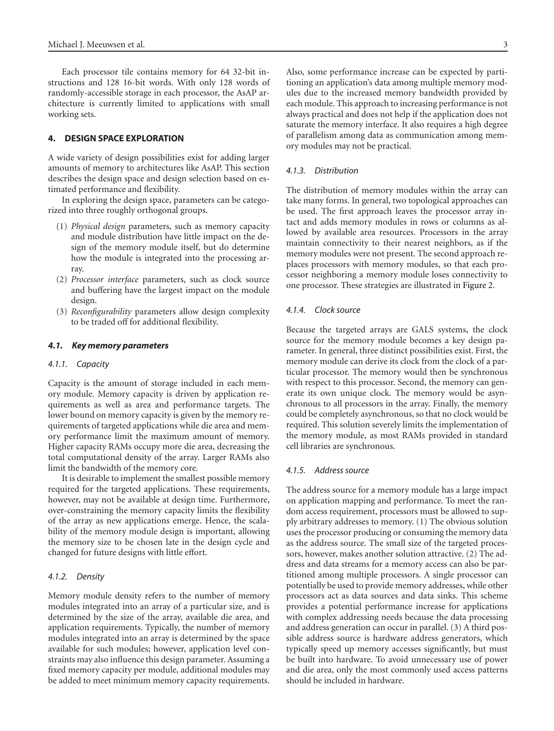Each processor tile contains memory for 64 32-bit instructions and 128 16-bit words. With only 128 words of randomly-accessible storage in each processor, the AsAP architecture is currently limited to applications with small working sets.

## 4. DESIGN SPACE EXPLORATION

A wide variety of design possibilities exist for adding larger amounts of memory to architectures like AsAP. This section describes the design space and design selection based on estimated performance and flexibility.

In exploring the design space, parameters can be categorized into three roughly orthogonal groups.

1. *Physical design* parameters, such as memory capacity and module distribution have little impact on the design of the memory module itself, but do determine how the module is integrated into the processing array.
2. *Processor interface* parameters, such as clock source and buffering have the largest impact on the module design.
3. *Reconfigurability* parameters allow design complexity to be traded off for additional flexibility.

### 4.1. Key memory parameters

#### 4.1.1. Capacity

Capacity is the amount of storage included in each memory module. Memory capacity is driven by application requirements as well as area and performance targets. The lower bound on memory capacity is given by the memory requirements of targeted applications while die area and memory performance limit the maximum amount of memory. Higher capacity RAMs occupy more die area, decreasing the total computational density of the array. Larger RAMs also limit the bandwidth of the memory core.

It is desirable to implement the smallest possible memory required for the targeted applications. These requirements, however, may not be available at design time. Furthermore, over-constraining the memory capacity limits the flexibility of the array as new applications emerge. Hence, the scalability of the memory module design is important, allowing the memory size to be chosen late in the design cycle and changed for future designs with little effort.

#### 4.1.2. Density

Memory module density refers to the number of memory modules integrated into an array of a particular size, and is determined by the size of the array, available die area, and application requirements. Typically, the number of memory modules integrated into an array is determined by the space available for such modules; however, application level constraints may also influence this design parameter. Assuming a fixed memory capacity per module, additional modules may be added to meet minimum memory capacity requirements. Also, some performance increase can be expected by partitioning an application's data among multiple memory modules due to the increased memory bandwidth provided by each module. This approach to increasing performance is not always practical and does not help if the application does not saturate the memory interface. It also requires a high degree of parallelism among data as communication among memory modules may not be practical.

#### 4.1.3. Distribution

The distribution of memory modules within the array can take many forms. In general, two topological approaches can be used. The first approach leaves the processor array intact and adds memory modules in rows or columns as allowed by available area resources. Processors in the array maintain connectivity to their nearest neighbors, as if the memory modules were not present. The second approach replaces processors with memory modules, so that each processor neighboring a memory module loses connectivity to one processor. These strategies are illustrated in Figure 2.

#### 4.1.4. Clock source

Because the targeted arrays are GALS systems, the clock source for the memory module becomes a key design parameter. In general, three distinct possibilities exist. First, the memory module can derive its clock from the clock of a particular processor. The memory would then be synchronous with respect to this processor. Second, the memory can generate its own unique clock. The memory would be asynchronous to all processors in the array. Finally, the memory could be completely asynchronous, so that no clock would be required. This solution severely limits the implementation of the memory module, as most RAMs provided in standard cell libraries are synchronous.

#### 4.1.5. Address source

The address source for a memory module has a large impact on application mapping and performance. To meet the random access requirement, processors must be allowed to supply arbitrary addresses to memory. (1) The obvious solution uses the processor producing or consuming the memory data as the address source. The small size of the targeted processors, however, makes another solution attractive. (2) The address and data streams for a memory access can also be partitioned among multiple processors. A single processor can potentially be used to provide memory addresses, while other processors act as data sources and data sinks. This scheme provides a potential performance increase for applications with complex addressing needs because the data processing and address generation can occur in parallel. (3) A third possible address source is hardware address generators, which typically speed up memory accesses significantly, but must be built into hardware. To avoid unnecessary use of power and die area, only the most commonly used access patterns should be included in hardware.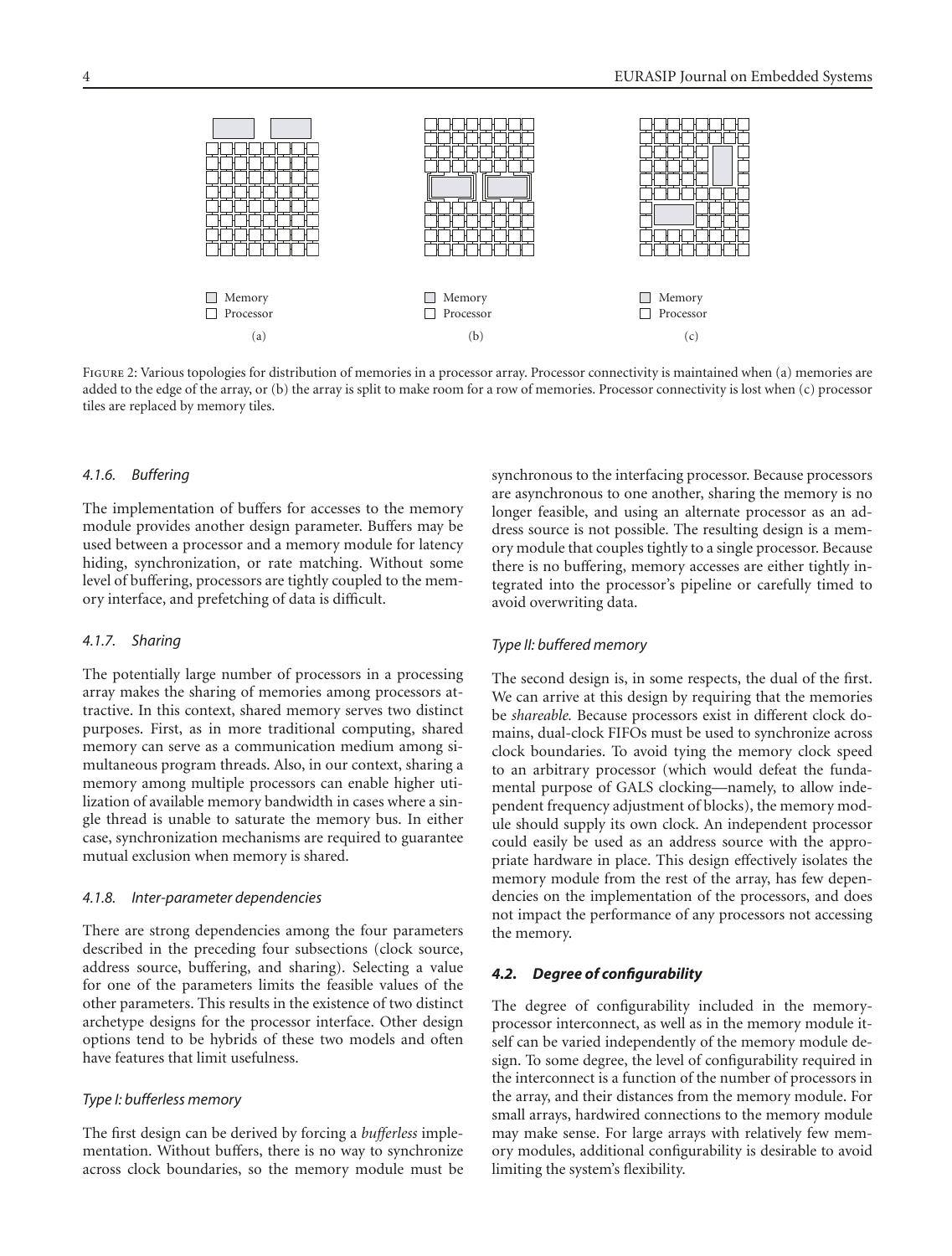Memory
Processor
(a)

Memory
Processor
(b)

Memory
Processor
(c)

Figure 2: Various topologies for distribution of memories in a processor array. Processor connectivity is maintained when (a) memories are added to the edge of the array, or (b) the array is split to make room for a row of memories. Processor connectivity is lost when (c) processor tiles are replaced by memory tiles.

#### *4.1.6. Buffering*

The implementation of buffers for accesses to the memory module provides another design parameter. Buffers may be used between a processor and a memory module for latency hiding, synchronization, or rate matching. Without some level of buffering, processors are tightly coupled to the memory interface, and prefetching of data is difficult.

#### *4.1.7. Sharing*

The potentially large number of processors in a processing array makes the sharing of memories among processors attractive. In this context, shared memory serves two distinct purposes. First, as in more traditional computing, shared memory can serve as a communication medium among simultaneous program threads. Also, in our context, sharing a memory among multiple processors can enable higher utilization of available memory bandwidth in cases where a single thread is unable to saturate the memory bus. In either case, synchronization mechanisms are required to guarantee mutual exclusion when memory is shared.

#### *4.1.8. Inter-parameter dependencies*

There are strong dependencies among the four parameters described in the preceding four subsections (clock source, address source, buffering, and sharing). Selecting a value for one of the parameters limits the feasible values of the other parameters. This results in the existence of two distinct archetype designs for the processor interface. Other design options tend to be hybrids of these two models and often have features that limit usefulness.

*Type I: bufferless memory*

The first design can be derived by forcing a *bufferless* implementation. Without buffers, there is no way to synchronize across clock boundaries, so the memory module must be synchronous to the interfacing processor. Because processors are asynchronous to one another, sharing the memory is no longer feasible, and using an alternate processor as an address source is not possible. The resulting design is a memory module that couples tightly to a single processor. Because there is no buffering, memory accesses are either tightly integrated into the processor's pipeline or carefully timed to avoid overwriting data.

*Type II: buffered memory*

The second design is, in some respects, the dual of the first. We can arrive at this design by requiring that the memories be *shareable.* Because processors exist in different clock domains, dual-clock FIFOs must be used to synchronize across clock boundaries. To avoid tying the memory clock speed to an arbitrary processor (which would defeat the fundamental purpose of GALS clocking—namely, to allow independent frequency adjustment of blocks), the memory module should supply its own clock. An independent processor could easily be used as an address source with the appropriate hardware in place. This design effectively isolates the memory module from the rest of the array, has few dependencies on the implementation of the processors, and does not impact the performance of any processors not accessing the memory.

### ***4.2. Degree of configurability***

The degree of configurability included in the memory-processor interconnect, as well as in the memory module itself can be varied independently of the memory module design. To some degree, the level of configurability required in the interconnect is a function of the number of processors in the array, and their distances from the memory module. For small arrays, hardwired connections to the memory module may make sense. For large arrays with relatively few memory modules, additional configurability is desirable to avoid limiting the system's flexibility.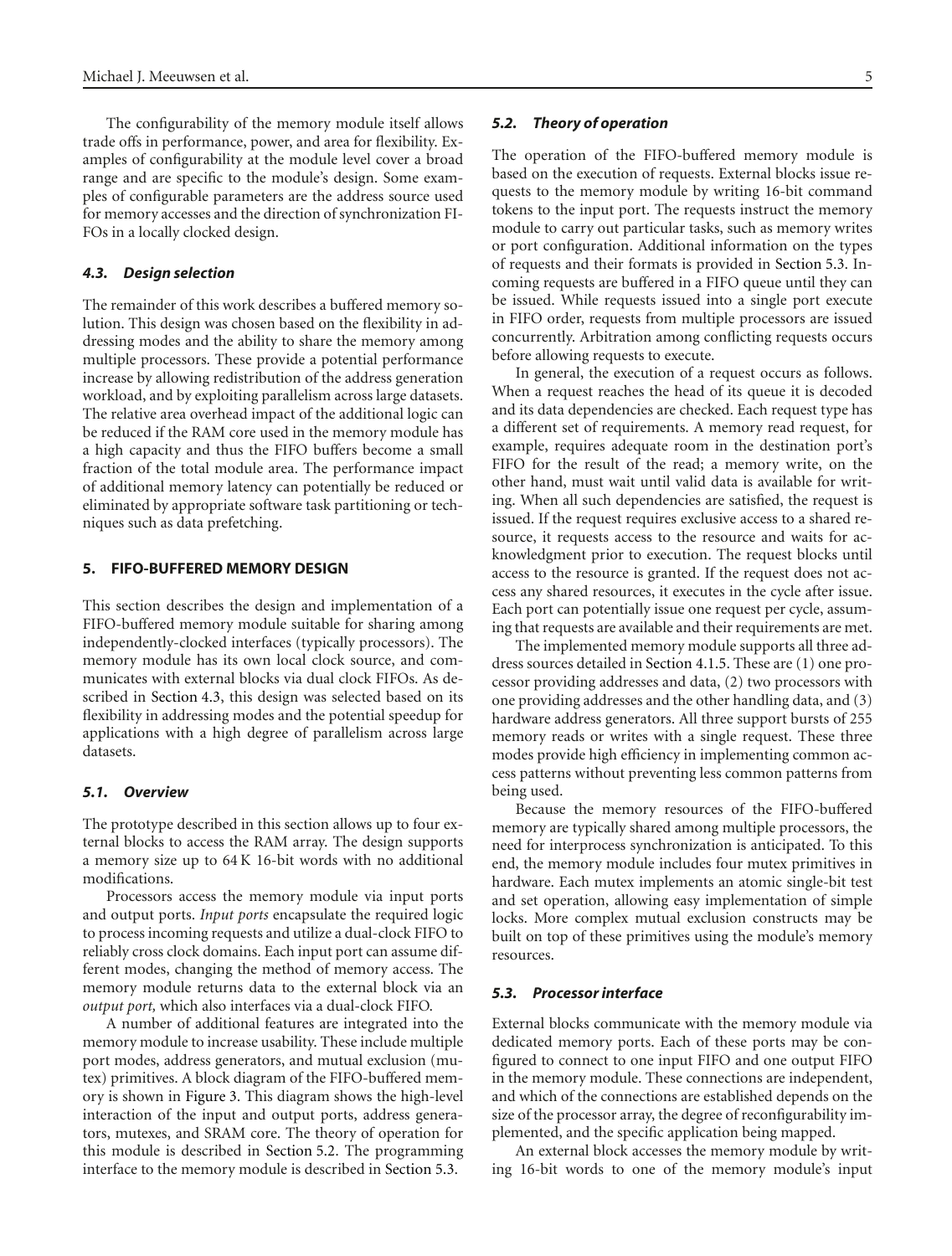The configurability of the memory module itself allows trade offs in performance, power, and area for flexibility. Examples of configurability at the module level cover a broad range and are specific to the module's design. Some examples of configurable parameters are the address source used for memory accesses and the direction of synchronization FIFOs in a locally clocked design.

### *4.3. Design selection*

The remainder of this work describes a buffered memory solution. This design was chosen based on the flexibility in addressing modes and the ability to share the memory among multiple processors. These provide a potential performance increase by allowing redistribution of the address generation workload, and by exploiting parallelism across large datasets. The relative area overhead impact of the additional logic can be reduced if the RAM core used in the memory module has a high capacity and thus the FIFO buffers become a small fraction of the total module area. The performance impact of additional memory latency can potentially be reduced or eliminated by appropriate software task partitioning or techniques such as data prefetching.

## 5. FIFO-BUFFERED MEMORY DESIGN

This section describes the design and implementation of a FIFO-buffered memory module suitable for sharing among independently-clocked interfaces (typically processors). The memory module has its own local clock source, and communicates with external blocks via dual clock FIFOs. As described in Section 4.3, this design was selected based on its flexibility in addressing modes and the potential speedup for applications with a high degree of parallelism across large datasets.

### *5.1. Overview*

The prototype described in this section allows up to four external blocks to access the RAM array. The design supports a memory size up to 64 K 16-bit words with no additional modifications.

Processors access the memory module via input ports and output ports. *Input ports* encapsulate the required logic to process incoming requests and utilize a dual-clock FIFO to reliably cross clock domains. Each input port can assume different modes, changing the method of memory access. The memory module returns data to the external block via an *output port,* which also interfaces via a dual-clock FIFO.

A number of additional features are integrated into the memory module to increase usability. These include multiple port modes, address generators, and mutual exclusion (mutex) primitives. A block diagram of the FIFO-buffered memory is shown in Figure 3. This diagram shows the high-level interaction of the input and output ports, address generators, mutexes, and SRAM core. The theory of operation for this module is described in Section 5.2. The programming interface to the memory module is described in Section 5.3.

### *5.2. Theory of operation*

The operation of the FIFO-buffered memory module is based on the execution of requests. External blocks issue requests to the memory module by writing 16-bit command tokens to the input port. The requests instruct the memory module to carry out particular tasks, such as memory writes or port configuration. Additional information on the types of requests and their formats is provided in Section 5.3. Incoming requests are buffered in a FIFO queue until they can be issued. While requests issued into a single port execute in FIFO order, requests from multiple processors are issued concurrently. Arbitration among conflicting requests occurs before allowing requests to execute.

In general, the execution of a request occurs as follows. When a request reaches the head of its queue it is decoded and its data dependencies are checked. Each request type has a different set of requirements. A memory read request, for example, requires adequate room in the destination port's FIFO for the result of the read; a memory write, on the other hand, must wait until valid data is available for writing. When all such dependencies are satisfied, the request is issued. If the request requires exclusive access to a shared resource, it requests access to the resource and waits for acknowledgment prior to execution. The request blocks until access to the resource is granted. If the request does not access any shared resources, it executes in the cycle after issue. Each port can potentially issue one request per cycle, assuming that requests are available and their requirements are met.

The implemented memory module supports all three address sources detailed in Section 4.1.5. These are (1) one processor providing addresses and data, (2) two processors with one providing addresses and the other handling data, and (3) hardware address generators. All three support bursts of 255 memory reads or writes with a single request. These three modes provide high efficiency in implementing common access patterns without preventing less common patterns from being used.

Because the memory resources of the FIFO-buffered memory are typically shared among multiple processors, the need for interprocess synchronization is anticipated. To this end, the memory module includes four mutex primitives in hardware. Each mutex implements an atomic single-bit test and set operation, allowing easy implementation of simple locks. More complex mutual exclusion constructs may be built on top of these primitives using the module's memory resources.

### *5.3. Processor interface*

External blocks communicate with the memory module via dedicated memory ports. Each of these ports may be configured to connect to one input FIFO and one output FIFO in the memory module. These connections are independent, and which of the connections are established depends on the size of the processor array, the degree of reconfigurability implemented, and the specific application being mapped.

An external block accesses the memory module by writing 16-bit words to one of the memory module's input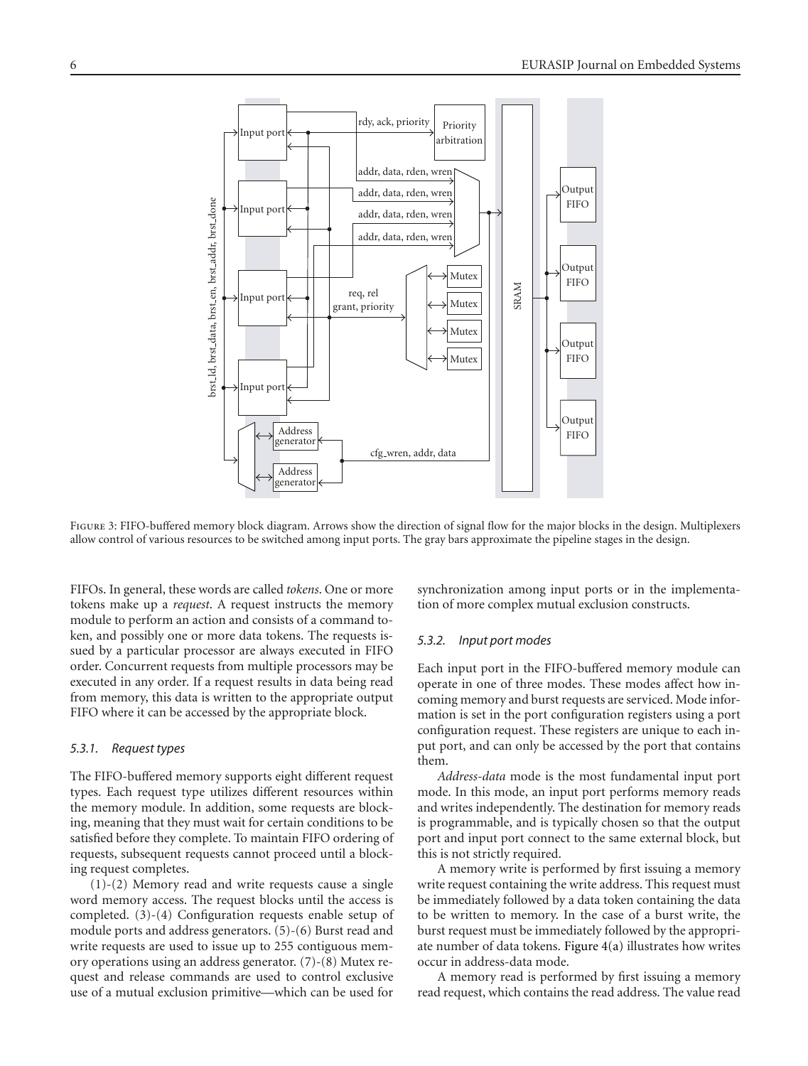Figure 3: FIFO-buffered memory block diagram. Arrows show the direction of signal flow for the major blocks in the design. Multiplexers allow control of various resources to be switched among input ports. The gray bars approximate the pipeline stages in the design.

FIFOs. In general, these words are called *tokens*. One or more tokens make up a *request*. A request instructs the memory module to perform an action and consists of a command token, and possibly one or more data tokens. The requests issued by a particular processor are always executed in FIFO order. Concurrent requests from multiple processors may be executed in any order. If a request results in data being read from memory, this data is written to the appropriate output FIFO where it can be accessed by the appropriate block.

#### 5.3.1. Request types

The FIFO-buffered memory supports eight different request types. Each request type utilizes different resources within the memory module. In addition, some requests are blocking, meaning that they must wait for certain conditions to be satisfied before they complete. To maintain FIFO ordering of requests, subsequent requests cannot proceed until a blocking request completes.

(1)-(2) Memory read and write requests cause a single word memory access. The request blocks until the access is completed. (3)-(4) Configuration requests enable setup of module ports and address generators. (5)-(6) Burst read and write requests are used to issue up to 255 contiguous memory operations using an address generator. (7)-(8) Mutex request and release commands are used to control exclusive use of a mutual exclusion primitive—which can be used for synchronization among input ports or in the implementation of more complex mutual exclusion constructs.

#### 5.3.2. Input port modes

Each input port in the FIFO-buffered memory module can operate in one of three modes. These modes affect how incoming memory and burst requests are serviced. Mode information is set in the port configuration registers using a port configuration request. These registers are unique to each input port, and can only be accessed by the port that contains them.

*Address-data* mode is the most fundamental input port mode. In this mode, an input port performs memory reads and writes independently. The destination for memory reads is programmable, and is typically chosen so that the output port and input port connect to the same external block, but this is not strictly required.

A memory write is performed by first issuing a memory write request containing the write address. This request must be immediately followed by a data token containing the data to be written to memory. In the case of a burst write, the burst request must be immediately followed by the appropriate number of data tokens. Figure 4(a) illustrates how writes occur in address-data mode.

A memory read is performed by first issuing a memory read request, which contains the read address. The value read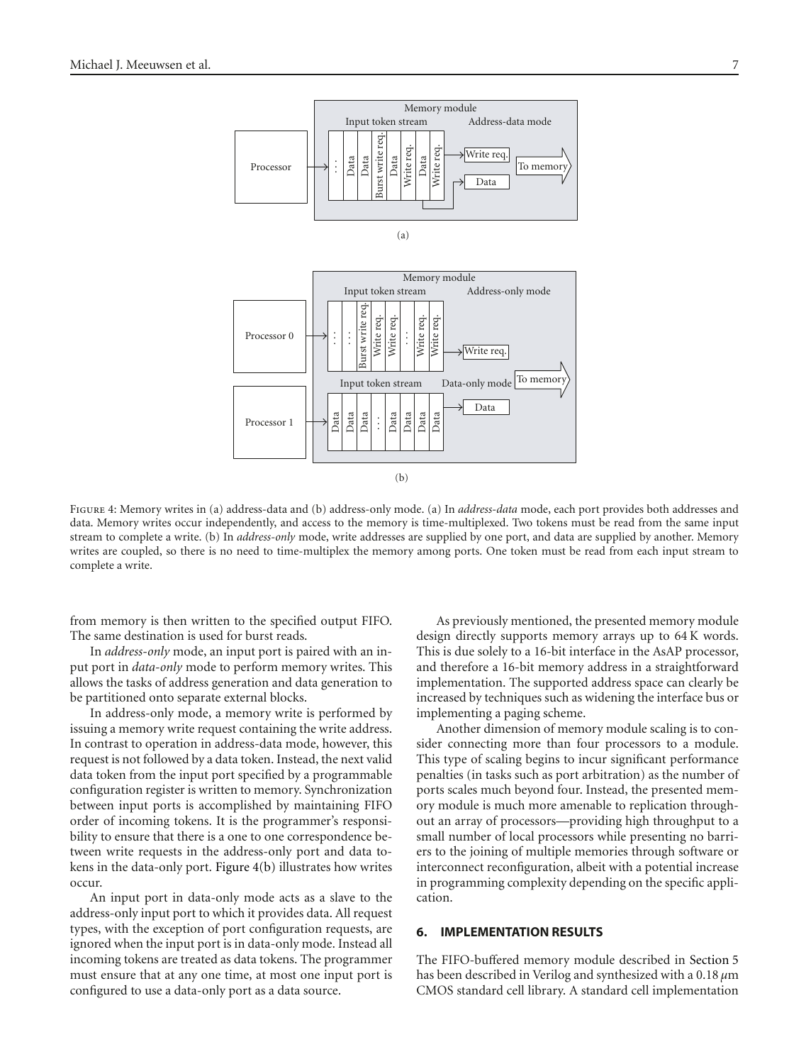Figure 4: Memory writes in (a) address-data and (b) address-only mode. (a) In *address-data* mode, each port provides both addresses and data. Memory writes occur independently, and access to the memory is time-multiplexed. Two tokens must be read from the same input stream to complete a write. (b) In *address-only* mode, write addresses are supplied by one port, and data are supplied by another. Memory writes are coupled, so there is no need to time-multiplex the memory among ports. One token must be read from each input stream to complete a write.

from memory is then written to the specified output FIFO. The same destination is used for burst reads.

In *address-only* mode, an input port is paired with an input port in *data-only* mode to perform memory writes. This allows the tasks of address generation and data generation to be partitioned onto separate external blocks.

In address-only mode, a memory write is performed by issuing a memory write request containing the write address. In contrast to operation in address-data mode, however, this request is not followed by a data token. Instead, the next valid data token from the input port specified by a programmable configuration register is written to memory. Synchronization between input ports is accomplished by maintaining FIFO order of incoming tokens. It is the programmer's responsibility to ensure that there is a one to one correspondence between write requests in the address-only port and data tokens in the data-only port. Figure 4(b) illustrates how writes occur.

An input port in data-only mode acts as a slave to the address-only input port to which it provides data. All request types, with the exception of port configuration requests, are ignored when the input port is in data-only mode. Instead all incoming tokens are treated as data tokens. The programmer must ensure that at any one time, at most one input port is configured to use a data-only port as a data source.

As previously mentioned, the presented memory module design directly supports memory arrays up to 64 K words. This is due solely to a 16-bit interface in the AsAP processor, and therefore a 16-bit memory address in a straightforward implementation. The supported address space can clearly be increased by techniques such as widening the interface bus or implementing a paging scheme.

Another dimension of memory module scaling is to consider connecting more than four processors to a module. This type of scaling begins to incur significant performance penalties (in tasks such as port arbitration) as the number of ports scales much beyond four. Instead, the presented memory module is much more amenable to replication throughout an array of processors—providing high throughput to a small number of local processors while presenting no barriers to the joining of multiple memories through software or interconnect reconfiguration, albeit with a potential increase in programming complexity depending on the specific application.

## 6. IMPLEMENTATION RESULTS

The FIFO-buffered memory module described in Section 5 has been described in Verilog and synthesized with a 0.18 $\mu$m CMOS standard cell library. A standard cell implementation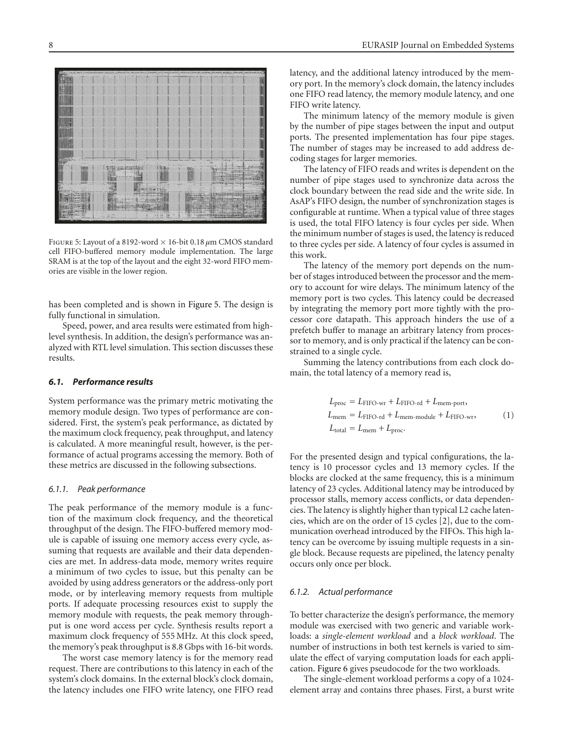Figure 5: Layout of a 8192-word × 16-bit 0.18 $\mu$m CMOS standard cell FIFO-buffered memory module implementation. The large SRAM is at the top of the layout and the eight 32-word FIFO memories are visible in the lower region.

has been completed and is shown in Figure 5. The design is fully functional in simulation.

Speed, power, and area results were estimated from high-level synthesis. In addition, the design's performance was analyzed with RTL level simulation. This section discusses these results.

### 6.1. Performance results

System performance was the primary metric motivating the memory module design. Two types of performance are considered. First, the system's peak performance, as dictated by the maximum clock frequency, peak throughput, and latency is calculated. A more meaningful result, however, is the performance of actual programs accessing the memory. Both of these metrics are discussed in the following subsections.

#### 6.1.1. Peak performance

The peak performance of the memory module is a function of the maximum clock frequency, and the theoretical throughput of the design. The FIFO-buffered memory module is capable of issuing one memory access every cycle, assuming that requests are available and their data dependencies are met. In address-data mode, memory writes require a minimum of two cycles to issue, but this penalty can be avoided by using address generators or the address-only port mode, or by interleaving memory requests from multiple ports. If adequate processing resources exist to supply the memory module with requests, the peak memory throughput is one word access per cycle. Synthesis results report a maximum clock frequency of 555 MHz. At this clock speed, the memory's peak throughput is 8.8 Gbps with 16-bit words.

The worst case memory latency is for the memory read request. There are contributions to this latency in each of the system's clock domains. In the external block's clock domain, the latency includes one FIFO write latency, one FIFO read latency, and the additional latency introduced by the memory port. In the memory's clock domain, the latency includes one FIFO read latency, the memory module latency, and one FIFO write latency.

The minimum latency of the memory module is given by the number of pipe stages between the input and output ports. The presented implementation has four pipe stages. The number of stages may be increased to add address decoding stages for larger memories.

The latency of FIFO reads and writes is dependent on the number of pipe stages used to synchronize data across the clock boundary between the read side and the write side. In AsAP's FIFO design, the number of synchronization stages is configurable at runtime. When a typical value of three stages is used, the total FIFO latency is four cycles per side. When the minimum number of stages is used, the latency is reduced to three cycles per side. A latency of four cycles is assumed in this work.

The latency of the memory port depends on the number of stages introduced between the processor and the memory to account for wire delays. The minimum latency of the memory port is two cycles. This latency could be decreased by integrating the memory port more tightly with the processor core datapath. This approach hinders the use of a prefetch buffer to manage an arbitrary latency from processor to memory, and is only practical if the latency can be constrained to a single cycle.

Summing the latency contributions from each clock domain, the total latency of a memory read is,

$$
\begin{aligned}
L_{\text{proc}} &= L_{\text{FIFO-wr}} + L_{\text{FIFO-rd}} + L_{\text{mem-port}}, \\
L_{\text{mem}} &= L_{\text{FIFO-rd}} + L_{\text{mem-module}} + L_{\text{FIFO-wr}}, \\
L_{\text{total}} &= L_{\text{mem}} + L_{\text{proc}}.
\end{aligned}
\tag{1}
$$

For the presented design and typical configurations, the latency is 10 processor cycles and 13 memory cycles. If the blocks are clocked at the same frequency, this is a minimum latency of 23 cycles. Additional latency may be introduced by processor stalls, memory access conflicts, or data dependencies. The latency is slightly higher than typical L2 cache latencies, which are on the order of 15 cycles [2], due to the communication overhead introduced by the FIFOs. This high latency can be overcome by issuing multiple requests in a single block. Because requests are pipelined, the latency penalty occurs only once per block.

#### 6.1.2. Actual performance

To better characterize the design's performance, the memory module was exercised with two generic and variable workloads: a *single-element workload* and a *block workload*. The number of instructions in both test kernels is varied to simulate the effect of varying computation loads for each application. Figure 6 gives pseudocode for the two workloads.

The single-element workload performs a copy of a 1024-element array and contains three phases. First, a burst write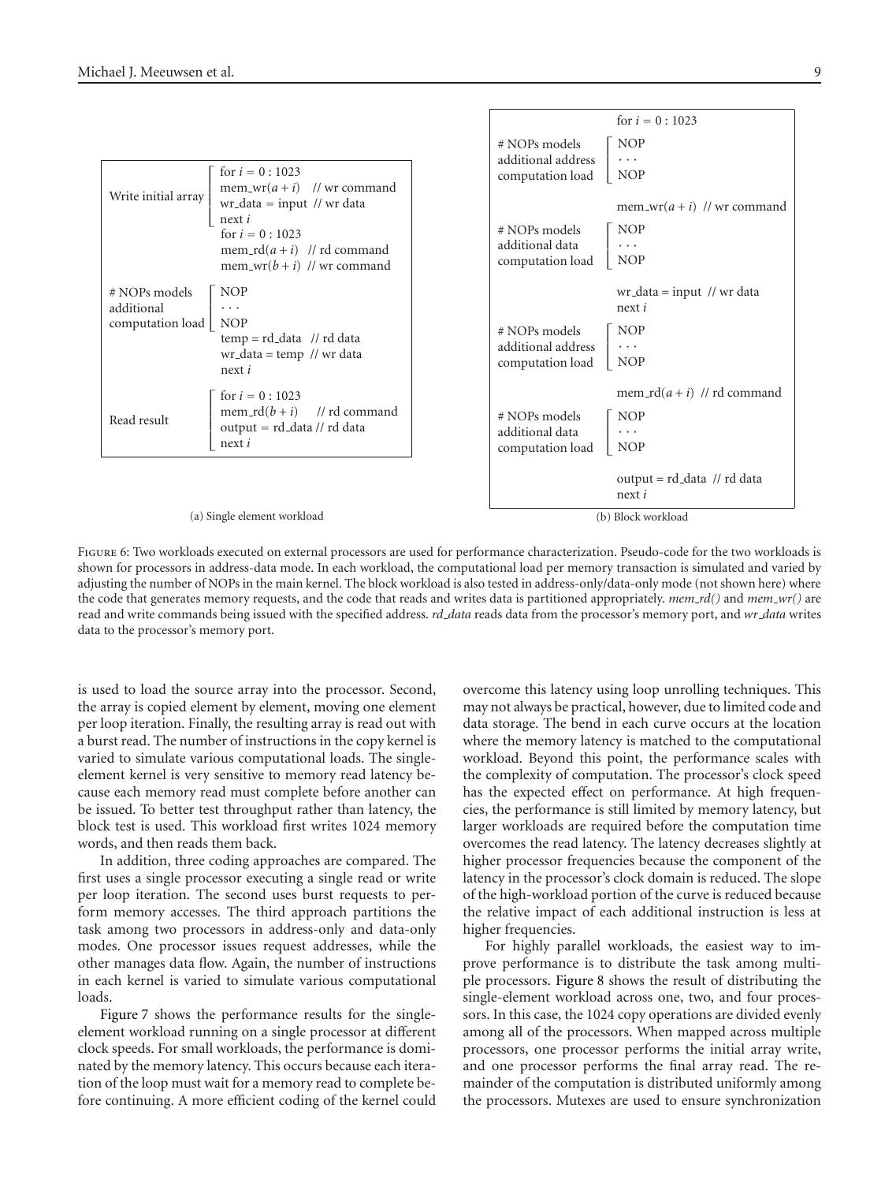**(a) Single element workload**

```
Write initial array          [ for i = 0 : 1023
                             [ mem_wr(a + i)   // wr command
                             [ wr_data = input  // wr data
                             [ next i
                               for i = 0 : 1023
                               mem_rd(a + i)   // rd command
                               mem_wr(b + i)   // wr command
# NOPs models additional     [ NOP
computation load             [ ...
                             [ NOP
                               temp = rd_data   // rd data
                               wr_data = temp   // wr data
                               next i
Read result                  [ for i = 0 : 1023
                             [ mem_rd(b + i)    // rd command
                             [ output = rd_data // rd data
                             [ next i
```

**(b) Block workload**

```
                               for i = 0 : 1023
# NOPs models additional     [ NOP
address computation load     [ ...
                             [ NOP
                               mem_wr(a + i)  // wr command
# NOPs models additional     [ NOP
data computation load        [ ...
                             [ NOP
                               wr_data = input  // wr data
                               next i
# NOPs models additional     [ NOP
address computation load     [ ...
                             [ NOP
                               mem_rd(a + i)  // rd command
# NOPs models additional     [ NOP
data computation load        [ ...
                             [ NOP
                               output = rd_data  // rd data
                               next i
```

Figure 6: Two workloads executed on external processors are used for performance characterization. Pseudo-code for the two workloads is shown for processors in address-data mode. In each workload, the computational load per memory transaction is simulated and varied by adjusting the number of NOPs in the main kernel. The block workload is also tested in address-only/data-only mode (not shown here) where the code that generates memory requests, and the code that reads and writes data is partitioned appropriately. *mem_rd()* and *mem_wr()* are read and write commands being issued with the specified address. *rd_data* reads data from the processor's memory port, and *wr_data* writes data to the processor's memory port.

is used to load the source array into the processor. Second, the array is copied element by element, moving one element per loop iteration. Finally, the resulting array is read out with a burst read. The number of instructions in the copy kernel is varied to simulate various computational loads. The single-element kernel is very sensitive to memory read latency because each memory read must complete before another can be issued. To better test throughput rather than latency, the block test is used. This workload first writes 1024 memory words, and then reads them back.

In addition, three coding approaches are compared. The first uses a single processor executing a single read or write per loop iteration. The second uses burst requests to perform memory accesses. The third approach partitions the task among two processors in address-only and data-only modes. One processor issues request addresses, while the other manages data flow. Again, the number of instructions in each kernel is varied to simulate various computational loads.

Figure 7 shows the performance results for the single-element workload running on a single processor at different clock speeds. For small workloads, the performance is dominated by the memory latency. This occurs because each iteration of the loop must wait for a memory read to complete before continuing. A more efficient coding of the kernel could overcome this latency using loop unrolling techniques. This may not always be practical, however, due to limited code and data storage. The bend in each curve occurs at the location where the memory latency is matched to the computational workload. Beyond this point, the performance scales with the complexity of computation. The processor's clock speed has the expected effect on performance. At high frequencies, the performance is still limited by memory latency, but larger workloads are required before the computation time overcomes the read latency. The latency decreases slightly at higher processor frequencies because the component of the latency in the processor's clock domain is reduced. The slope of the high-workload portion of the curve is reduced because the relative impact of each additional instruction is less at higher frequencies.

For highly parallel workloads, the easiest way to improve performance is to distribute the task among multiple processors. Figure 8 shows the result of distributing the single-element workload across one, two, and four processors. In this case, the 1024 copy operations are divided evenly among all of the processors. When mapped across multiple processors, one processor performs the initial array write, and one processor performs the final array read. The remainder of the computation is distributed uniformly among the processors. Mutexes are used to ensure synchronization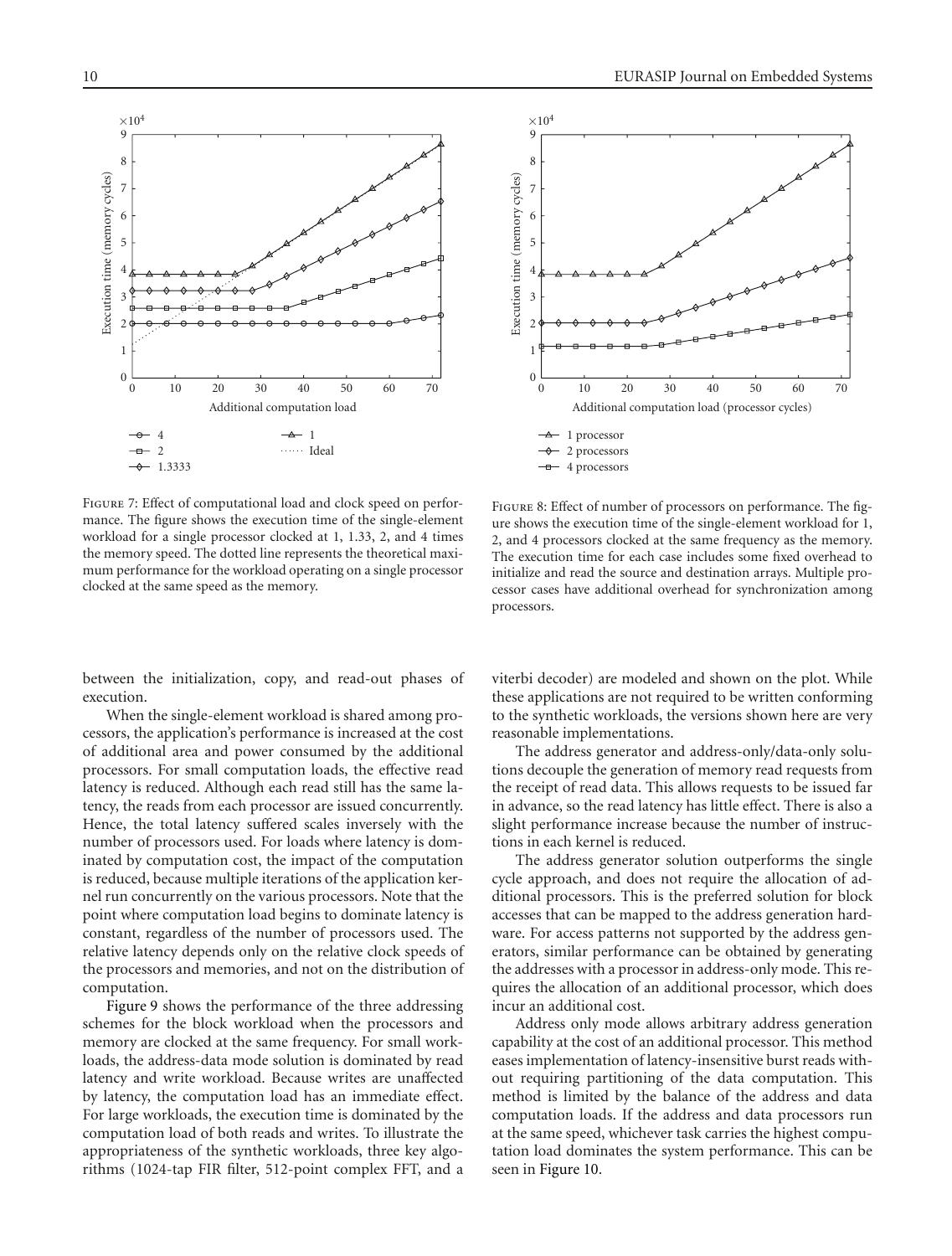Figure 7: Effect of computational load and clock speed on performance. The figure shows the execution time of the single-element workload for a single processor clocked at 1, 1.33, 2, and 4 times the memory speed. The dotted line represents the theoretical maximum performance for the workload operating on a single processor clocked at the same speed as the memory.

Figure 8: Effect of number of processors on performance. The figure shows the execution time of the single-element workload for 1, 2, and 4 processors clocked at the same frequency as the memory. The execution time for each case includes some fixed overhead to initialize and read the source and destination arrays. Multiple processor cases have additional overhead for synchronization among processors.

between the initialization, copy, and read-out phases of execution.

When the single-element workload is shared among processors, the application's performance is increased at the cost of additional area and power consumed by the additional processors. For small computation loads, the effective read latency is reduced. Although each read still has the same latency, the reads from each processor are issued concurrently. Hence, the total latency suffered scales inversely with the number of processors used. For loads where latency is dominated by computation cost, the impact of the computation is reduced, because multiple iterations of the application kernel run concurrently on the various processors. Note that the point where computation load begins to dominate latency is constant, regardless of the number of processors used. The relative latency depends only on the relative clock speeds of the processors and memories, and not on the distribution of computation.

Figure 9 shows the performance of the three addressing schemes for the block workload when the processors and memory are clocked at the same frequency. For small workloads, the address-data mode solution is dominated by read latency and write workload. Because writes are unaffected by latency, the computation load has an immediate effect. For large workloads, the execution time is dominated by the computation load of both reads and writes. To illustrate the appropriateness of the synthetic workloads, three key algorithms (1024-tap FIR filter, 512-point complex FFT, and a viterbi decoder) are modeled and shown on the plot. While these applications are not required to be written conforming to the synthetic workloads, the versions shown here are very reasonable implementations.

The address generator and address-only/data-only solutions decouple the generation of memory read requests from the receipt of read data. This allows requests to be issued far in advance, so the read latency has little effect. There is also a slight performance increase because the number of instructions in each kernel is reduced.

The address generator solution outperforms the single cycle approach, and does not require the allocation of additional processors. This is the preferred solution for block accesses that can be mapped to the address generation hardware. For access patterns not supported by the address generators, similar performance can be obtained by generating the addresses with a processor in address-only mode. This requires the allocation of an additional processor, which does incur an additional cost.

Address only mode allows arbitrary address generation capability at the cost of an additional processor. This method eases implementation of latency-insensitive burst reads without requiring partitioning of the data computation. This method is limited by the balance of the address and data computation loads. If the address and data processors run at the same speed, whichever task carries the highest computation load dominates the system performance. This can be seen in Figure 10.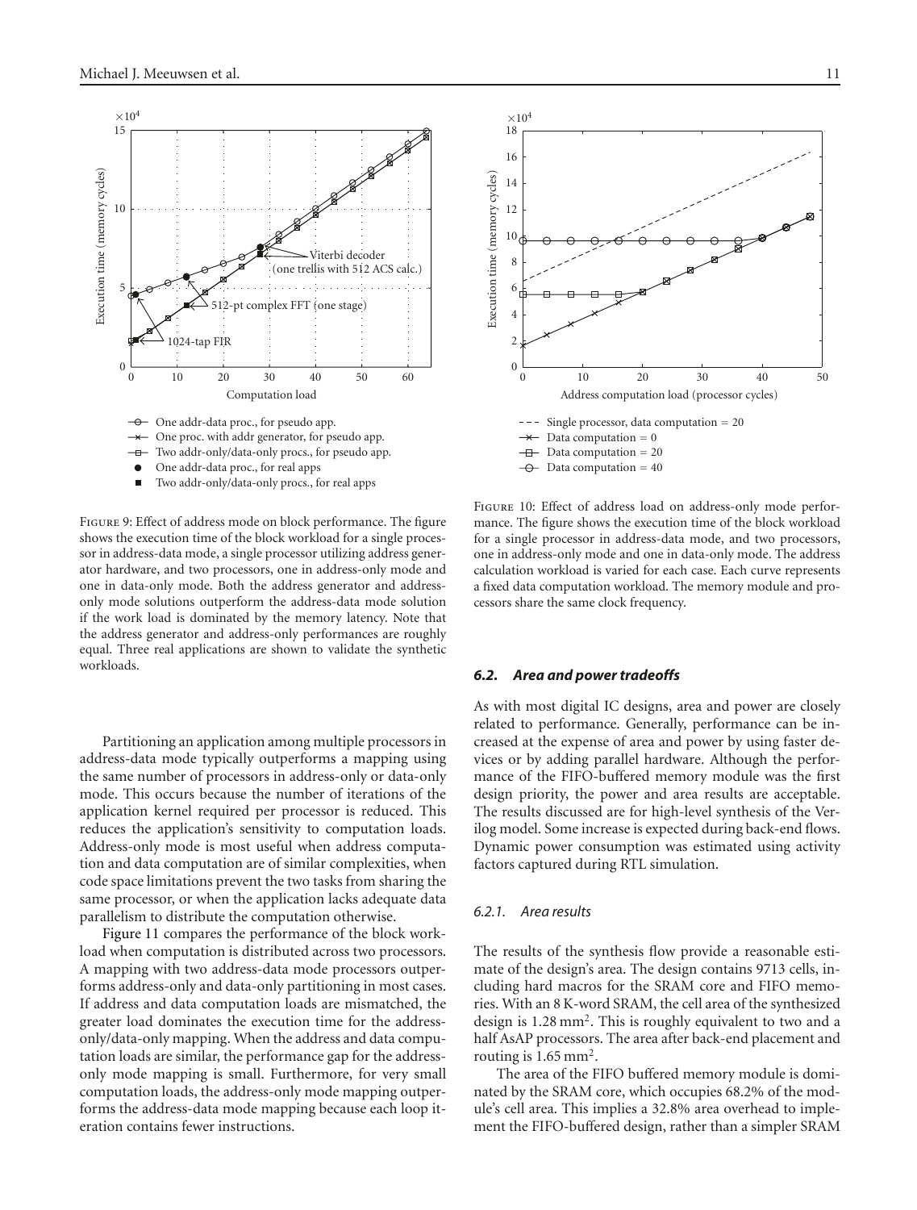×10^4

15

10

5

0

0 10 20 30 40 50 60

Computation load

Execution time (memory cycles)

Viterbi decoder (one trellis with 512 ACS calc.)

512-pt complex FFT (one stage)

1024-tap FIR

One addr-data proc., for pseudo app.

One proc. with addr generator, for pseudo app.

Two addr-only/data-only procs., for pseudo app.

One addr-data proc., for real apps

Two addr-only/data-only procs., for real apps

Figure 9: Effect of address mode on block performance. The figure shows the execution time of the block workload for a single processor in address-data mode, a single processor utilizing address generator hardware, and two processors, one in address-only mode and one in data-only mode. Both the address generator and address-only mode solutions outperform the address-data mode solution if the work load is dominated by the memory latency. Note that the address generator and address-only performances are roughly equal. Three real applications are shown to validate the synthetic workloads.

×10^4

18

16

14

12

10

8

6

4

2

0

0 10 20 30 40 50

Address computation load (processor cycles)

Execution time (memory cycles)

Single processor, data computation = 20

Data computation = 0

Data computation = 20

Data computation = 40

Figure 10: Effect of address load on address-only mode performance. The figure shows the execution time of the block workload for a single processor in address-data mode, and two processors, one in address-only mode and one in data-only mode. The address calculation workload is varied for each case. Each curve represents a fixed data computation workload. The memory module and processors share the same clock frequency.

Partitioning an application among multiple processors in address-data mode typically outperforms a mapping using the same number of processors in address-only or data-only mode. This occurs because the number of iterations of the application kernel required per processor is reduced. This reduces the application's sensitivity to computation loads. Address-only mode is most useful when address computation and data computation are of similar complexities, when code space limitations prevent the two tasks from sharing the same processor, or when the application lacks adequate data parallelism to distribute the computation otherwise.

Figure 11 compares the performance of the block workload when computation is distributed across two processors. A mapping with two address-data mode processors outperforms address-only and data-only partitioning in most cases. If address and data computation loads are mismatched, the greater load dominates the execution time for the address-only/data-only mapping. When the address and data computation loads are similar, the performance gap for the address-only mode mapping is small. Furthermore, for very small computation loads, the address-only mode mapping outperforms the address-data mode mapping because each loop iteration contains fewer instructions.

### *6.2. Area and power tradeoffs*

As with most digital IC designs, area and power are closely related to performance. Generally, performance can be increased at the expense of area and power by using faster devices or by adding parallel hardware. Although the performance of the FIFO-buffered memory module was the first design priority, the power and area results are acceptable. The results discussed are for high-level synthesis of the Verilog model. Some increase is expected during back-end flows. Dynamic power consumption was estimated using activity factors captured during RTL simulation.

#### *6.2.1. Area results*

The results of the synthesis flow provide a reasonable estimate of the design's area. The design contains 9713 cells, including hard macros for the SRAM core and FIFO memories. With an 8 K-word SRAM, the cell area of the synthesized design is 1.28 mm$^2$. This is roughly equivalent to two and a half AsAP processors. The area after back-end placement and routing is 1.65 mm$^2$.

The area of the FIFO buffered memory module is dominated by the SRAM core, which occupies 68.2% of the module's cell area. This implies a 32.8% area overhead to implement the FIFO-buffered design, rather than a simpler SRAM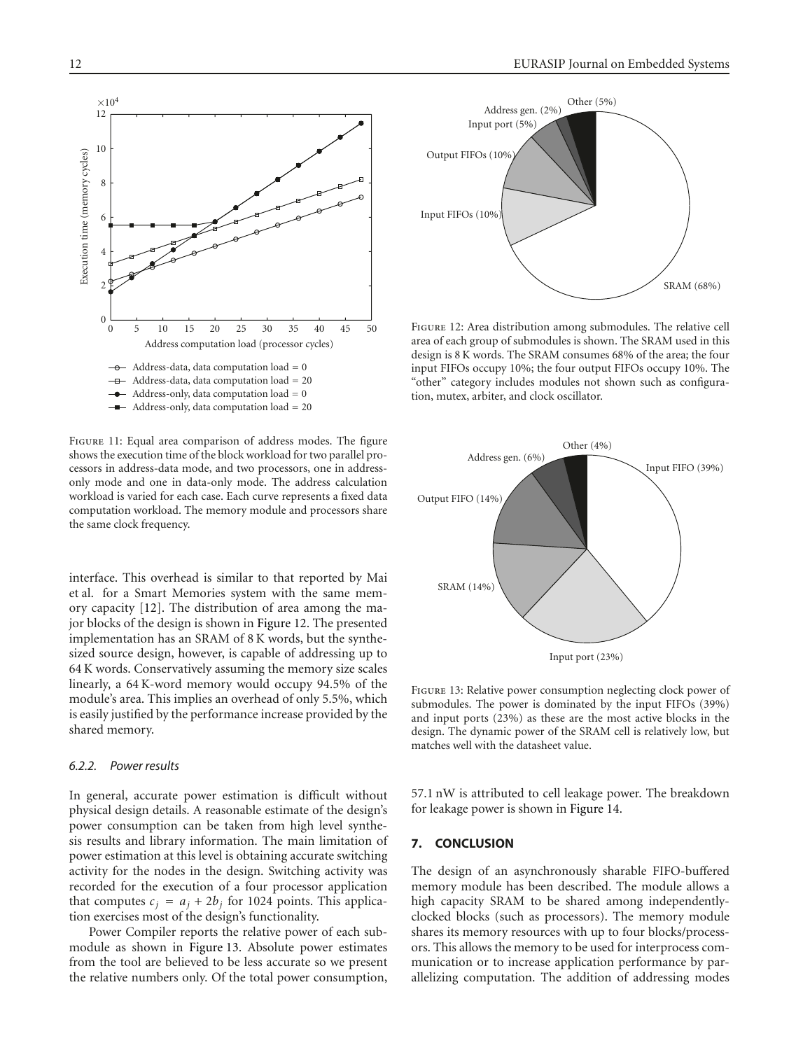Figure 11: Equal area comparison of address modes. The figure shows the execution time of the block workload for two parallel processors in address-data mode, and two processors, one in address-only mode and one in data-only mode. The address calculation workload is varied for each case. Each curve represents a fixed data computation workload. The memory module and processors share the same clock frequency.

interface. This overhead is similar to that reported by Mai et al. for a Smart Memories system with the same memory capacity [12]. The distribution of area among the major blocks of the design is shown in Figure 12. The presented implementation has an SRAM of 8 K words, but the synthesized source design, however, is capable of addressing up to 64 K words. Conservatively assuming the memory size scales linearly, a 64 K-word memory would occupy 94.5% of the module's area. This implies an overhead of only 5.5%, which is easily justified by the performance increase provided by the shared memory.

#### 6.2.2. Power results

In general, accurate power estimation is difficult without physical design details. A reasonable estimate of the design's power consumption can be taken from high level synthesis results and library information. The main limitation of power estimation at this level is obtaining accurate switching activity for the nodes in the design. Switching activity was recorded for the execution of a four processor application that computes $c_j = a_j + 2b_j$ for 1024 points. This application exercises most of the design's functionality.

Power Compiler reports the relative power of each submodule as shown in Figure 13. Absolute power estimates from the tool are believed to be less accurate so we present the relative numbers only. Of the total power consumption, 57.1 nW is attributed to cell leakage power. The breakdown for leakage power is shown in Figure 14.

Figure 12: Area distribution among submodules. The relative cell area of each group of submodules is shown. The SRAM used in this design is 8 K words. The SRAM consumes 68% of the area; the four input FIFOs occupy 10%; the four output FIFOs occupy 10%. The "other" category includes modules not shown such as configuration, mutex, arbiter, and clock oscillator.

Figure 13: Relative power consumption neglecting clock power of submodules. The power is dominated by the input FIFOs (39%) and input ports (23%) as these are the most active blocks in the design. The dynamic power of the SRAM cell is relatively low, but matches well with the datasheet value.

## 7. CONCLUSION

The design of an asynchronously sharable FIFO-buffered memory module has been described. The module allows a high capacity SRAM to be shared among independently-clocked blocks (such as processors). The memory module shares its memory resources with up to four blocks/processors. This allows the memory to be used for interprocess communication or to increase application performance by parallelizing computation. The addition of addressing modes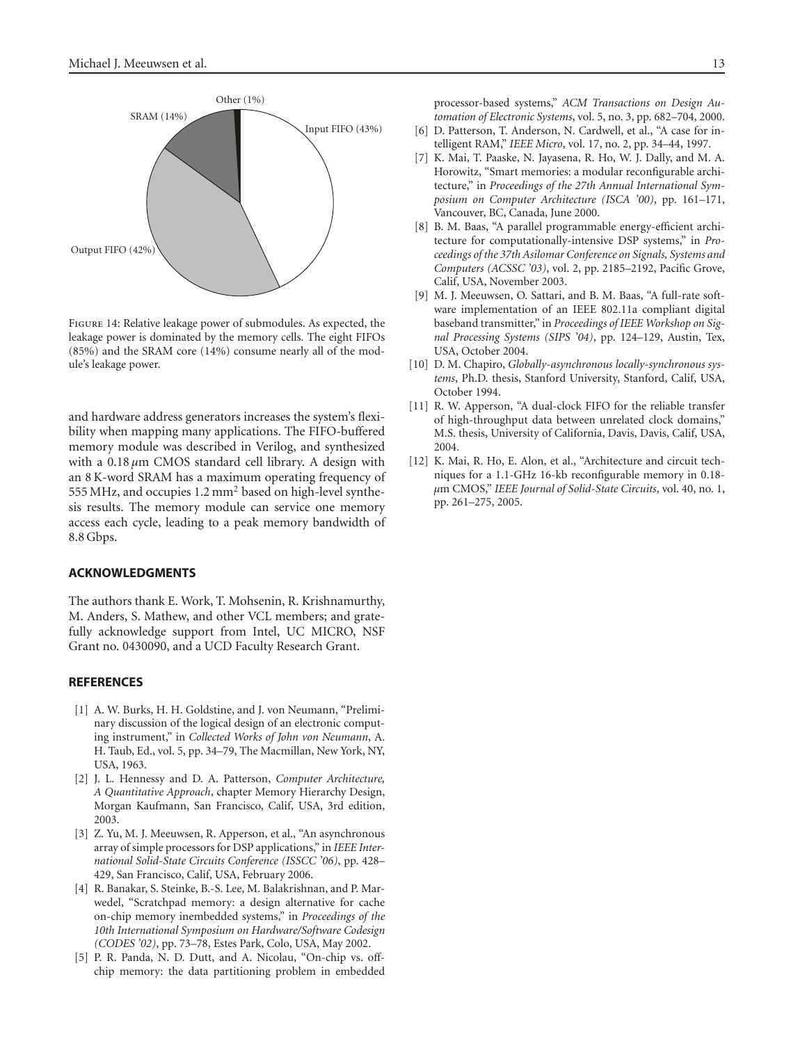Other (1%)

SRAM (14%)

Input FIFO (43%)

Output FIFO (42%)

Figure 14: Relative leakage power of submodules. As expected, the leakage power is dominated by the memory cells. The eight FIFOs (85%) and the SRAM core (14%) consume nearly all of the module's leakage power.

and hardware address generators increases the system's flexibility when mapping many applications. The FIFO-buffered memory module was described in Verilog, and synthesized with a $0.18\,\mu$m CMOS standard cell library. A design with an 8 K-word SRAM has a maximum operating frequency of 555 MHz, and occupies $1.2\,\text{mm}^2$ based on high-level synthesis results. The memory module can service one memory access each cycle, leading to a peak memory bandwidth of 8.8 Gbps.

## ACKNOWLEDGMENTS

The authors thank E. Work, T. Mohsenin, R. Krishnamurthy, M. Anders, S. Mathew, and other VCL members; and gratefully acknowledge support from Intel, UC MICRO, NSF Grant no. 0430090, and a UCD Faculty Research Grant.

## REFERENCES

[1] A. W. Burks, H. H. Goldstine, and J. von Neumann, "Preliminary discussion of the logical design of an electronic computing instrument," in *Collected Works of John von Neumann*, A. H. Taub, Ed., vol. 5, pp. 34–79, The Macmillan, New York, NY, USA, 1963.

[2] J. L. Hennessy and D. A. Patterson, *Computer Architecture, A Quantitative Approach*, chapter Memory Hierarchy Design, Morgan Kaufmann, San Francisco, Calif, USA, 3rd edition, 2003.

[3] Z. Yu, M. J. Meeuwsen, R. Apperson, et al., "An asynchronous array of simple processors for DSP applications," in *IEEE International Solid-State Circuits Conference (ISSCC '06)*, pp. 428–429, San Francisco, Calif, USA, February 2006.

[4] R. Banakar, S. Steinke, B.-S. Lee, M. Balakrishnan, and P. Marwedel, "Scratchpad memory: a design alternative for cache on-chip memory inembedded systems," in *Proceedings of the 10th International Symposium on Hardware/Software Codesign (CODES '02)*, pp. 73–78, Estes Park, Colo, USA, May 2002.

[5] P. R. Panda, N. D. Dutt, and A. Nicolau, "On-chip vs. off-chip memory: the data partitioning problem in embedded processor-based systems," *ACM Transactions on Design Automation of Electronic Systems*, vol. 5, no. 3, pp. 682–704, 2000.

[6] D. Patterson, T. Anderson, N. Cardwell, et al., "A case for intelligent RAM," *IEEE Micro*, vol. 17, no. 2, pp. 34–44, 1997.

[7] K. Mai, T. Paaske, N. Jayasena, R. Ho, W. J. Dally, and M. A. Horowitz, "Smart memories: a modular reconfigurable architecture," in *Proceedings of the 27th Annual International Symposium on Computer Architecture (ISCA '00)*, pp. 161–171, Vancouver, BC, Canada, June 2000.

[8] B. M. Baas, "A parallel programmable energy-efficient architecture for computationally-intensive DSP systems," in *Proceedings of the 37th Asilomar Conference on Signals, Systems and Computers (ACSSC '03)*, vol. 2, pp. 2185–2192, Pacific Grove, Calif, USA, November 2003.

[9] M. J. Meeuwsen, O. Sattari, and B. M. Baas, "A full-rate software implementation of an IEEE 802.11a compliant digital baseband transmitter," in *Proceedings of IEEE Workshop on Signal Processing Systems (SIPS '04)*, pp. 124–129, Austin, Tex, USA, October 2004.

[10] D. M. Chapiro, *Globally-asynchronous locally-synchronous systems*, Ph.D. thesis, Stanford University, Stanford, Calif, USA, October 1994.

[11] R. W. Apperson, "A dual-clock FIFO for the reliable transfer of high-throughput data between unrelated clock domains," M.S. thesis, University of California, Davis, Davis, Calif, USA, 2004.

[12] K. Mai, R. Ho, E. Alon, et al., "Architecture and circuit techniques for a 1.1-GHz 16-kb reconfigurable memory in 0.18-$\mu$m CMOS," *IEEE Journal of Solid-State Circuits*, vol. 40, no. 1, pp. 261–275, 2005.